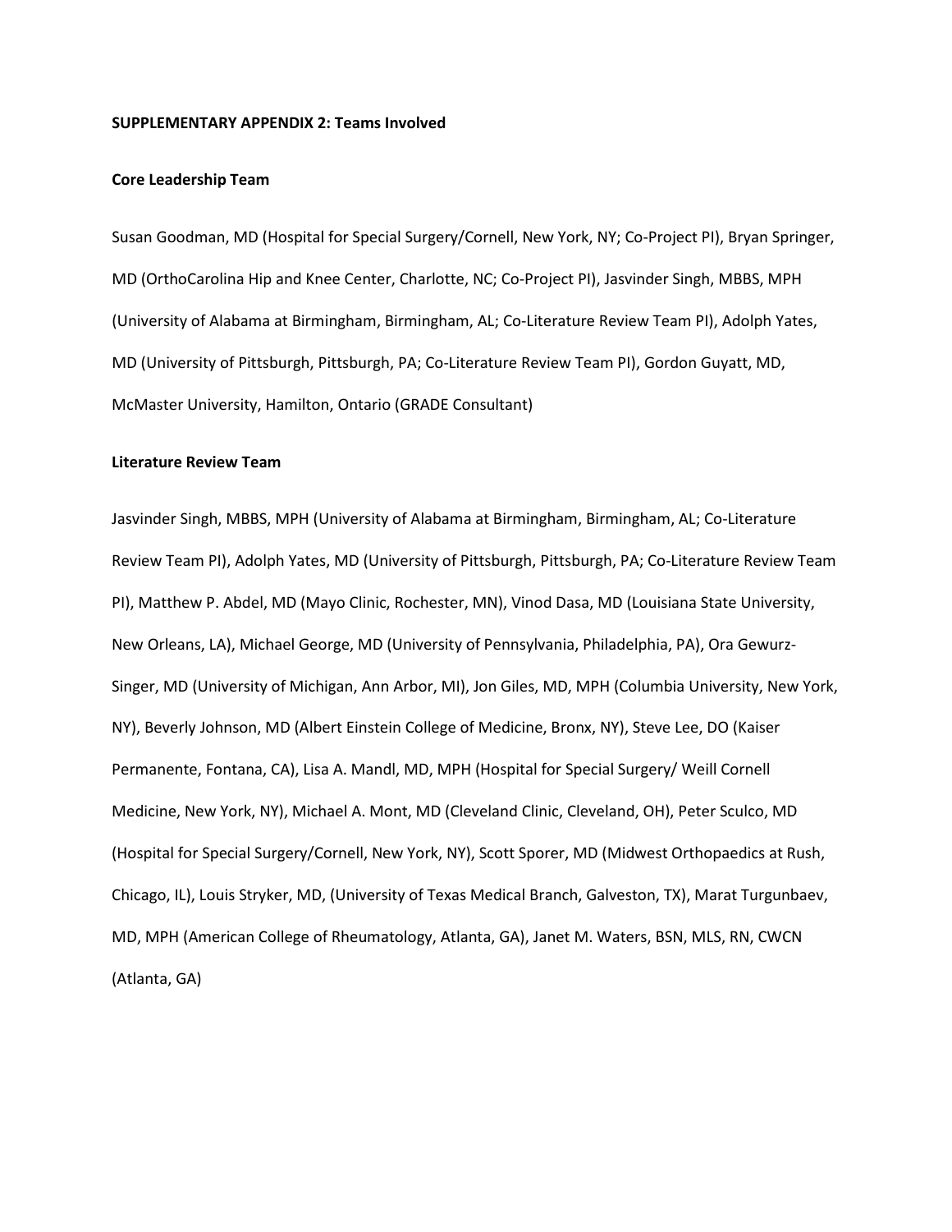**SUPPLEMENTARY APPENDIX 2: Teams Involved**

**Core Leadership Team**

Susan Goodman, MD (Hospital for Special Surgery/Cornell, New York, NY; Co-Project PI), Bryan Springer, MD (OrthoCarolina Hip and Knee Center, Charlotte, NC; Co-Project PI), Jasvinder Singh, MBBS, MPH (University of Alabama at Birmingham, Birmingham, AL; Co-Literature Review Team PI), Adolph Yates, MD (University of Pittsburgh, Pittsburgh, PA; Co-Literature Review Team PI), Gordon Guyatt, MD, McMaster University, Hamilton, Ontario (GRADE Consultant)

**Literature Review Team**

Jasvinder Singh, MBBS, MPH (University of Alabama at Birmingham, Birmingham, AL; Co-Literature Review Team PI), Adolph Yates, MD (University of Pittsburgh, Pittsburgh, PA; Co-Literature Review Team PI), Matthew P. Abdel, MD (Mayo Clinic, Rochester, MN), Vinod Dasa, MD (Louisiana State University, New Orleans, LA), Michael George, MD (University of Pennsylvania, Philadelphia, PA), Ora Gewurz-Singer, MD (University of Michigan, Ann Arbor, MI), Jon Giles, MD, MPH (Columbia University, New York, NY), Beverly Johnson, MD (Albert Einstein College of Medicine, Bronx, NY), Steve Lee, DO (Kaiser Permanente, Fontana, CA), Lisa A. Mandl, MD, MPH (Hospital for Special Surgery/ Weill Cornell Medicine, New York, NY), Michael A. Mont, MD (Cleveland Clinic, Cleveland, OH), Peter Sculco, MD (Hospital for Special Surgery/Cornell, New York, NY), Scott Sporer, MD (Midwest Orthopaedics at Rush, Chicago, IL), Louis Stryker, MD, (University of Texas Medical Branch, Galveston, TX), Marat Turgunbaev, MD, MPH (American College of Rheumatology, Atlanta, GA), Janet M. Waters, BSN, MLS, RN, CWCN (Atlanta, GA)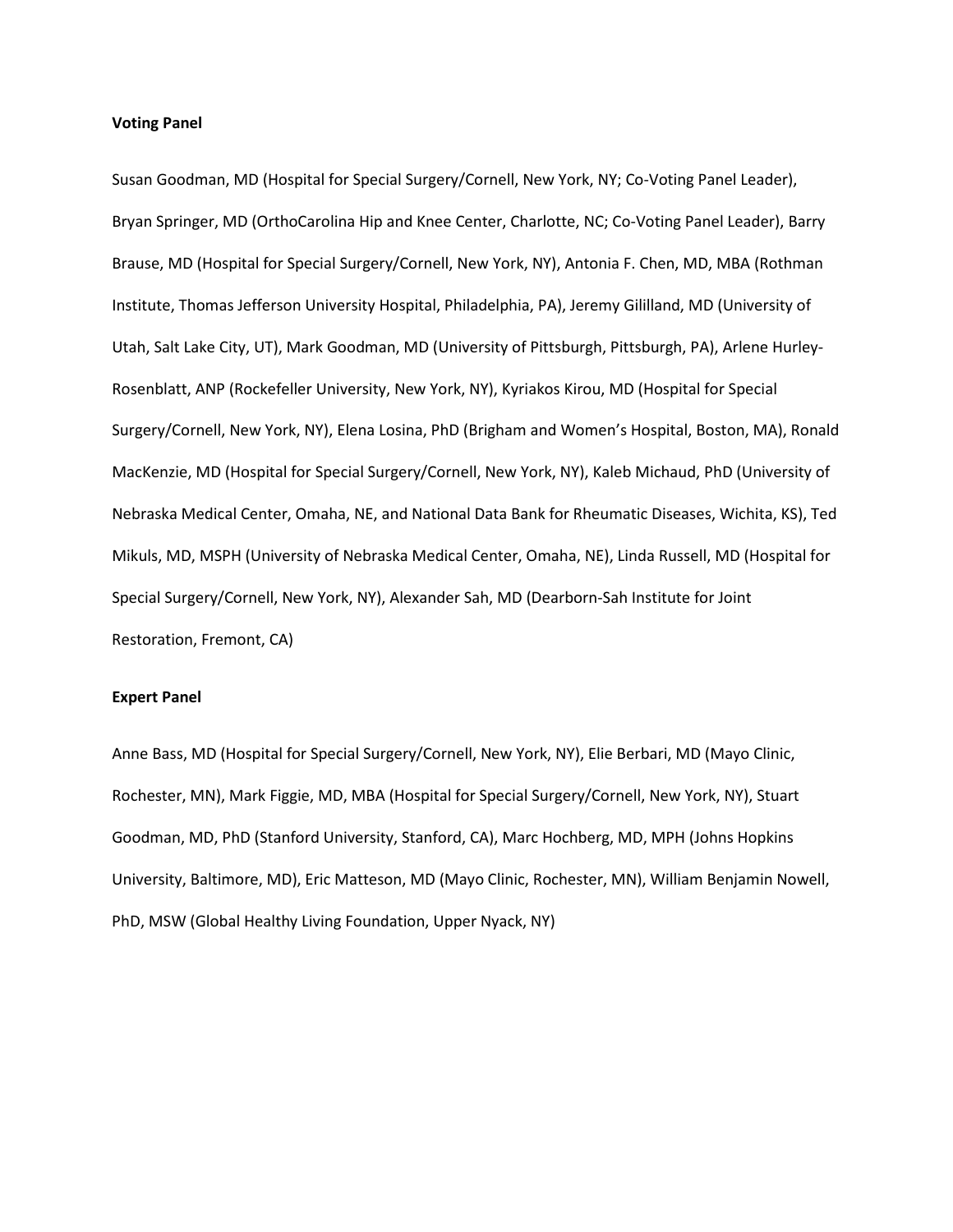**Voting Panel**

Susan Goodman, MD (Hospital for Special Surgery/Cornell, New York, NY; Co-Voting Panel Leader), Bryan Springer, MD (OrthoCarolina Hip and Knee Center, Charlotte, NC; Co-Voting Panel Leader), Barry Brause, MD (Hospital for Special Surgery/Cornell, New York, NY), Antonia F. Chen, MD, MBA (Rothman Institute, Thomas Jefferson University Hospital, Philadelphia, PA), Jeremy Gililland, MD (University of Utah, Salt Lake City, UT), Mark Goodman, MD (University of Pittsburgh, Pittsburgh, PA), Arlene Hurley-Rosenblatt, ANP (Rockefeller University, New York, NY), Kyriakos Kirou, MD (Hospital for Special Surgery/Cornell, New York, NY), Elena Losina, PhD (Brigham and Women's Hospital, Boston, MA), Ronald MacKenzie, MD (Hospital for Special Surgery/Cornell, New York, NY), Kaleb Michaud, PhD (University of Nebraska Medical Center, Omaha, NE, and National Data Bank for Rheumatic Diseases, Wichita, KS), Ted Mikuls, MD, MSPH (University of Nebraska Medical Center, Omaha, NE), Linda Russell, MD (Hospital for Special Surgery/Cornell, New York, NY), Alexander Sah, MD (Dearborn-Sah Institute for Joint Restoration, Fremont, CA)

**Expert Panel**

Anne Bass, MD (Hospital for Special Surgery/Cornell, New York, NY), Elie Berbari, MD (Mayo Clinic, Rochester, MN), Mark Figgie, MD, MBA (Hospital for Special Surgery/Cornell, New York, NY), Stuart Goodman, MD, PhD (Stanford University, Stanford, CA), Marc Hochberg, MD, MPH (Johns Hopkins University, Baltimore, MD), Eric Matteson, MD (Mayo Clinic, Rochester, MN), William Benjamin Nowell, PhD, MSW (Global Healthy Living Foundation, Upper Nyack, NY)